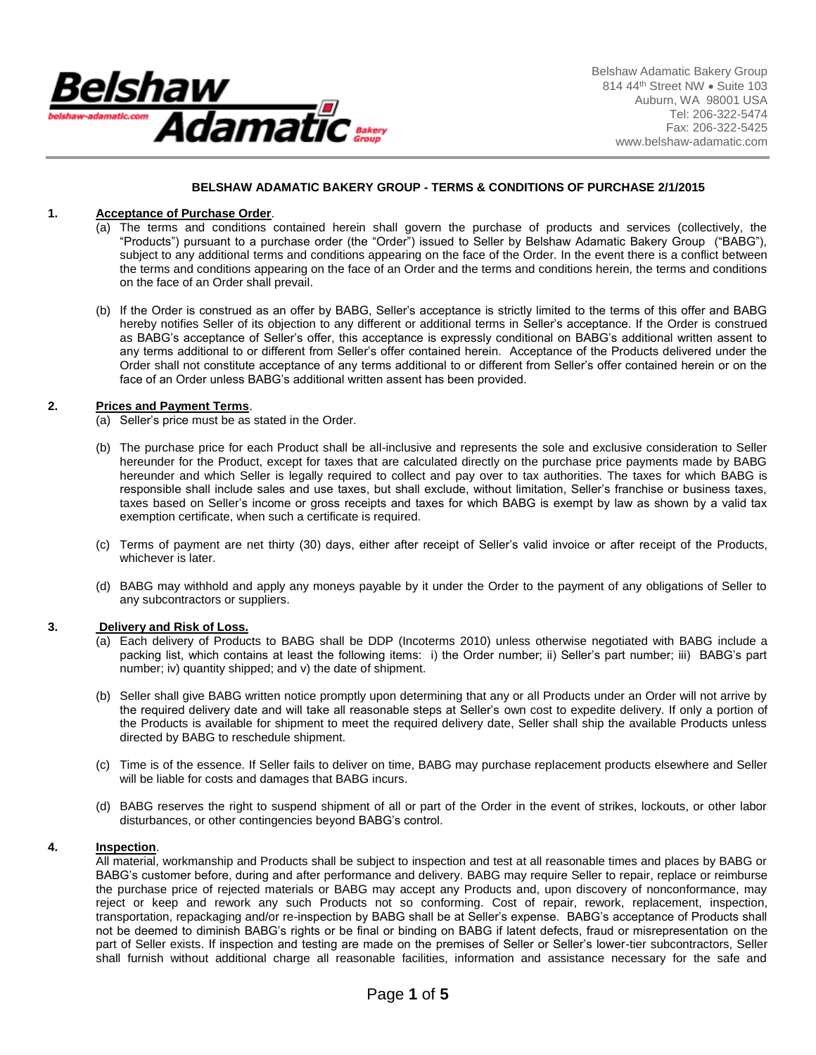Belshaw Adamatic Bakery Group
814 44th Street NW • Suite 103
Auburn, WA 98001 USA
Tel: 206-322-5474
Fax: 206-322-5425
www.belshaw-adamatic.com

# BELSHAW ADAMATIC BAKERY GROUP - TERMS & CONDITIONS OF PURCHASE 2/1/2015

## 1. Acceptance of Purchase Order.

(a) The terms and conditions contained herein shall govern the purchase of products and services (collectively, the "Products") pursuant to a purchase order (the "Order") issued to Seller by Belshaw Adamatic Bakery Group ("BABG"), subject to any additional terms and conditions appearing on the face of the Order. In the event there is a conflict between the terms and conditions appearing on the face of an Order and the terms and conditions herein, the terms and conditions on the face of an Order shall prevail.

(b) If the Order is construed as an offer by BABG, Seller's acceptance is strictly limited to the terms of this offer and BABG hereby notifies Seller of its objection to any different or additional terms in Seller's acceptance. If the Order is construed as BABG's acceptance of Seller's offer, this acceptance is expressly conditional on BABG's additional written assent to any terms additional to or different from Seller's offer contained herein. Acceptance of the Products delivered under the Order shall not constitute acceptance of any terms additional to or different from Seller's offer contained herein or on the face of an Order unless BABG's additional written assent has been provided.

## 2. Prices and Payment Terms.

(a) Seller's price must be as stated in the Order.

(b) The purchase price for each Product shall be all-inclusive and represents the sole and exclusive consideration to Seller hereunder for the Product, except for taxes that are calculated directly on the purchase price payments made by BABG hereunder and which Seller is legally required to collect and pay over to tax authorities. The taxes for which BABG is responsible shall include sales and use taxes, but shall exclude, without limitation, Seller's franchise or business taxes, taxes based on Seller's income or gross receipts and taxes for which BABG is exempt by law as shown by a valid tax exemption certificate, when such a certificate is required.

(c) Terms of payment are net thirty (30) days, either after receipt of Seller's valid invoice or after receipt of the Products, whichever is later.

(d) BABG may withhold and apply any moneys payable by it under the Order to the payment of any obligations of Seller to any subcontractors or suppliers.

## 3. Delivery and Risk of Loss.

(a) Each delivery of Products to BABG shall be DDP (Incoterms 2010) unless otherwise negotiated with BABG include a packing list, which contains at least the following items: i) the Order number; ii) Seller's part number; iii) BABG's part number; iv) quantity shipped; and v) the date of shipment.

(b) Seller shall give BABG written notice promptly upon determining that any or all Products under an Order will not arrive by the required delivery date and will take all reasonable steps at Seller's own cost to expedite delivery. If only a portion of the Products is available for shipment to meet the required delivery date, Seller shall ship the available Products unless directed by BABG to reschedule shipment.

(c) Time is of the essence. If Seller fails to deliver on time, BABG may purchase replacement products elsewhere and Seller will be liable for costs and damages that BABG incurs.

(d) BABG reserves the right to suspend shipment of all or part of the Order in the event of strikes, lockouts, or other labor disturbances, or other contingencies beyond BABG's control.

## 4. Inspection.

All material, workmanship and Products shall be subject to inspection and test at all reasonable times and places by BABG or BABG's customer before, during and after performance and delivery. BABG may require Seller to repair, replace or reimburse the purchase price of rejected materials or BABG may accept any Products and, upon discovery of nonconformance, may reject or keep and rework any such Products not so conforming. Cost of repair, rework, replacement, inspection, transportation, repackaging and/or re-inspection by BABG shall be at Seller's expense. BABG's acceptance of Products shall not be deemed to diminish BABG's rights or be final or binding on BABG if latent defects, fraud or misrepresentation on the part of Seller exists. If inspection and testing are made on the premises of Seller or Seller's lower-tier subcontractors, Seller shall furnish without additional charge all reasonable facilities, information and assistance necessary for the safe and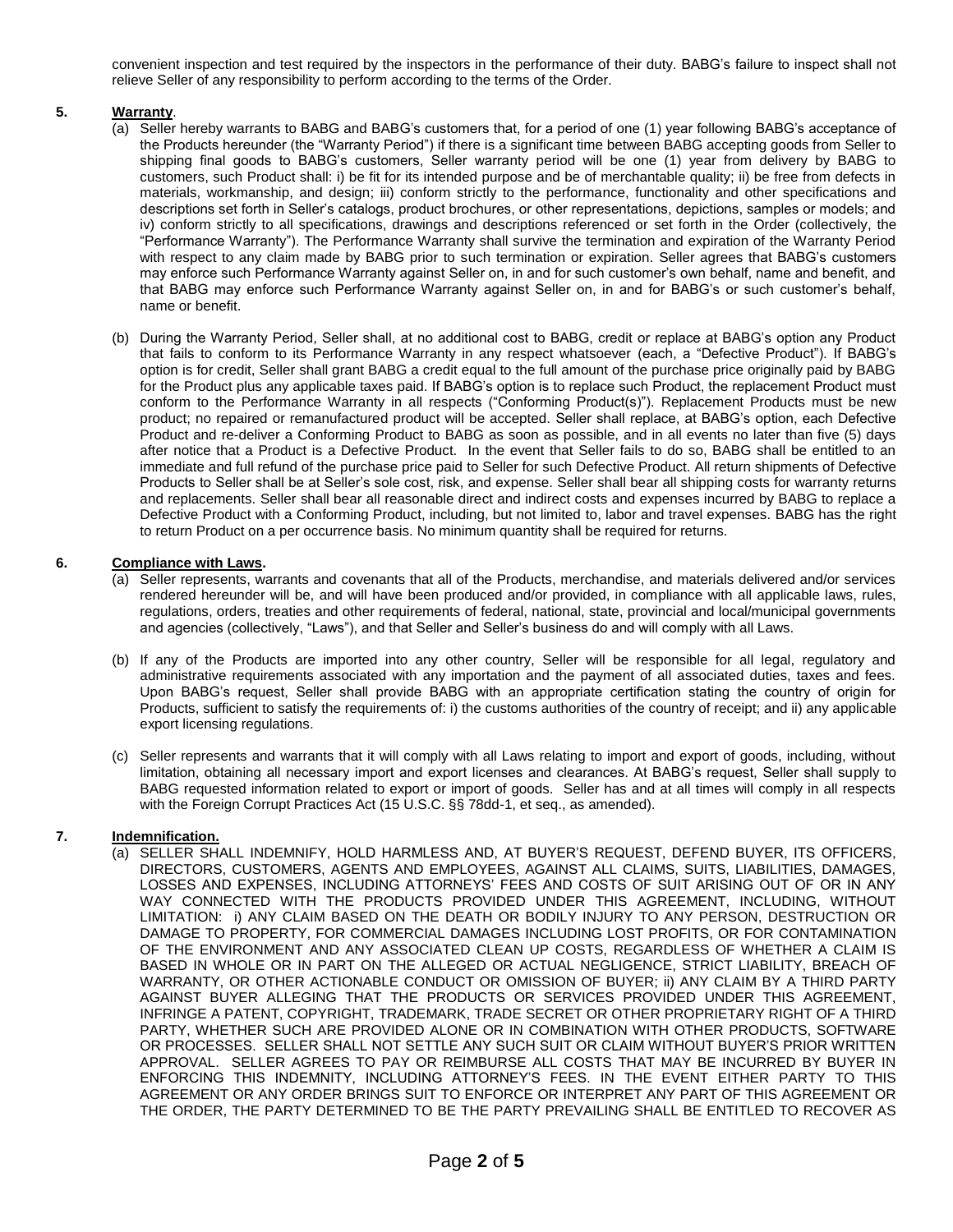convenient inspection and test required by the inspectors in the performance of their duty. BABG's failure to inspect shall not relieve Seller of any responsibility to perform according to the terms of the Order.

**5. Warranty.**

(a) Seller hereby warrants to BABG and BABG's customers that, for a period of one (1) year following BABG's acceptance of the Products hereunder (the "Warranty Period") if there is a significant time between BABG accepting goods from Seller to shipping final goods to BABG's customers, Seller warranty period will be one (1) year from delivery by BABG to customers, such Product shall: i) be fit for its intended purpose and be of merchantable quality; ii) be free from defects in materials, workmanship, and design; iii) conform strictly to the performance, functionality and other specifications and descriptions set forth in Seller's catalogs, product brochures, or other representations, depictions, samples or models; and iv) conform strictly to all specifications, drawings and descriptions referenced or set forth in the Order (collectively, the "Performance Warranty"). The Performance Warranty shall survive the termination and expiration of the Warranty Period with respect to any claim made by BABG prior to such termination or expiration. Seller agrees that BABG's customers may enforce such Performance Warranty against Seller on, in and for such customer's own behalf, name and benefit, and that BABG may enforce such Performance Warranty against Seller on, in and for BABG's or such customer's behalf, name or benefit.

(b) During the Warranty Period, Seller shall, at no additional cost to BABG, credit or replace at BABG's option any Product that fails to conform to its Performance Warranty in any respect whatsoever (each, a "Defective Product"). If BABG's option is for credit, Seller shall grant BABG a credit equal to the full amount of the purchase price originally paid by BABG for the Product plus any applicable taxes paid. If BABG's option is to replace such Product, the replacement Product must conform to the Performance Warranty in all respects ("Conforming Product(s)"). Replacement Products must be new product; no repaired or remanufactured product will be accepted. Seller shall replace, at BABG's option, each Defective Product and re-deliver a Conforming Product to BABG as soon as possible, and in all events no later than five (5) days after notice that a Product is a Defective Product. In the event that Seller fails to do so, BABG shall be entitled to an immediate and full refund of the purchase price paid to Seller for such Defective Product. All return shipments of Defective Products to Seller shall be at Seller's sole cost, risk, and expense. Seller shall bear all shipping costs for warranty returns and replacements. Seller shall bear all reasonable direct and indirect costs and expenses incurred by BABG to replace a Defective Product with a Conforming Product, including, but not limited to, labor and travel expenses. BABG has the right to return Product on a per occurrence basis. No minimum quantity shall be required for returns.

**6. Compliance with Laws.**

(a) Seller represents, warrants and covenants that all of the Products, merchandise, and materials delivered and/or services rendered hereunder will be, and will have been produced and/or provided, in compliance with all applicable laws, rules, regulations, orders, treaties and other requirements of federal, national, state, provincial and local/municipal governments and agencies (collectively, "Laws"), and that Seller and Seller's business do and will comply with all Laws.

(b) If any of the Products are imported into any other country, Seller will be responsible for all legal, regulatory and administrative requirements associated with any importation and the payment of all associated duties, taxes and fees. Upon BABG's request, Seller shall provide BABG with an appropriate certification stating the country of origin for Products, sufficient to satisfy the requirements of: i) the customs authorities of the country of receipt; and ii) any applicable export licensing regulations.

(c) Seller represents and warrants that it will comply with all Laws relating to import and export of goods, including, without limitation, obtaining all necessary import and export licenses and clearances. At BABG's request, Seller shall supply to BABG requested information related to export or import of goods. Seller has and at all times will comply in all respects with the Foreign Corrupt Practices Act (15 U.S.C. §§ 78dd-1, et seq., as amended).

**7. Indemnification.**

(a) SELLER SHALL INDEMNIFY, HOLD HARMLESS AND, AT BUYER'S REQUEST, DEFEND BUYER, ITS OFFICERS, DIRECTORS, CUSTOMERS, AGENTS AND EMPLOYEES, AGAINST ALL CLAIMS, SUITS, LIABILITIES, DAMAGES, LOSSES AND EXPENSES, INCLUDING ATTORNEYS' FEES AND COSTS OF SUIT ARISING OUT OF OR IN ANY WAY CONNECTED WITH THE PRODUCTS PROVIDED UNDER THIS AGREEMENT, INCLUDING, WITHOUT LIMITATION: i) ANY CLAIM BASED ON THE DEATH OR BODILY INJURY TO ANY PERSON, DESTRUCTION OR DAMAGE TO PROPERTY, FOR COMMERCIAL DAMAGES INCLUDING LOST PROFITS, OR FOR CONTAMINATION OF THE ENVIRONMENT AND ANY ASSOCIATED CLEAN UP COSTS, REGARDLESS OF WHETHER A CLAIM IS BASED IN WHOLE OR IN PART ON THE ALLEGED OR ACTUAL NEGLIGENCE, STRICT LIABILITY, BREACH OF WARRANTY, OR OTHER ACTIONABLE CONDUCT OR OMISSION OF BUYER; ii) ANY CLAIM BY A THIRD PARTY AGAINST BUYER ALLEGING THAT THE PRODUCTS OR SERVICES PROVIDED UNDER THIS AGREEMENT, INFRINGE A PATENT, COPYRIGHT, TRADEMARK, TRADE SECRET OR OTHER PROPRIETARY RIGHT OF A THIRD PARTY, WHETHER SUCH ARE PROVIDED ALONE OR IN COMBINATION WITH OTHER PRODUCTS, SOFTWARE OR PROCESSES. SELLER SHALL NOT SETTLE ANY SUCH SUIT OR CLAIM WITHOUT BUYER'S PRIOR WRITTEN APPROVAL. SELLER AGREES TO PAY OR REIMBURSE ALL COSTS THAT MAY BE INCURRED BY BUYER IN ENFORCING THIS INDEMNITY, INCLUDING ATTORNEY'S FEES. IN THE EVENT EITHER PARTY TO THIS AGREEMENT OR ANY ORDER BRINGS SUIT TO ENFORCE OR INTERPRET ANY PART OF THIS AGREEMENT OR THE ORDER, THE PARTY DETERMINED TO BE THE PARTY PREVAILING SHALL BE ENTITLED TO RECOVER AS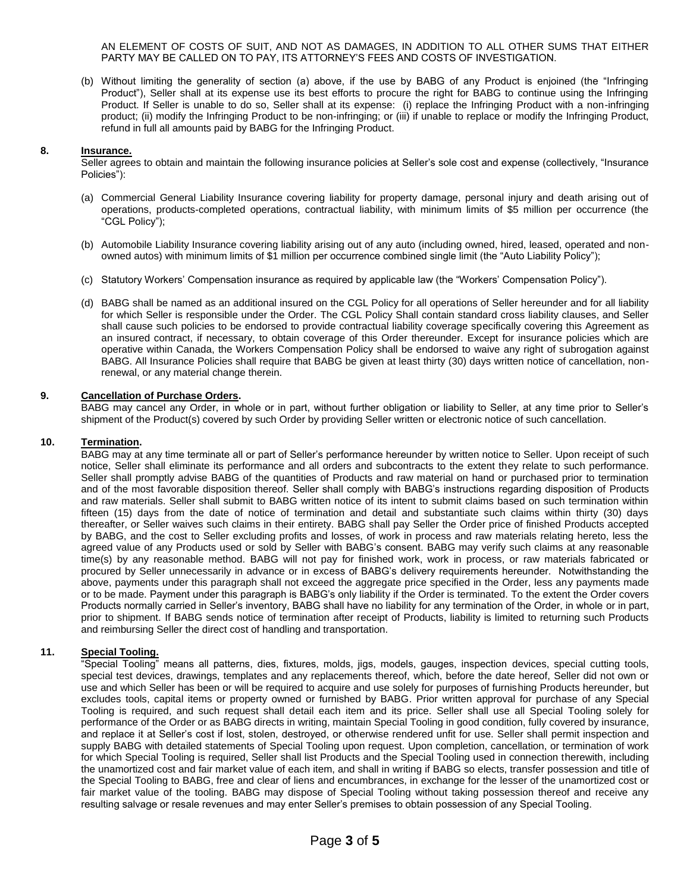AN ELEMENT OF COSTS OF SUIT, AND NOT AS DAMAGES, IN ADDITION TO ALL OTHER SUMS THAT EITHER PARTY MAY BE CALLED ON TO PAY, ITS ATTORNEY'S FEES AND COSTS OF INVESTIGATION.

(b) Without limiting the generality of section (a) above, if the use by BABG of any Product is enjoined (the "Infringing Product"), Seller shall at its expense use its best efforts to procure the right for BABG to continue using the Infringing Product. If Seller is unable to do so, Seller shall at its expense: (i) replace the Infringing Product with a non-infringing product; (ii) modify the Infringing Product to be non-infringing; or (iii) if unable to replace or modify the Infringing Product, refund in full all amounts paid by BABG for the Infringing Product.

**8. Insurance.**

Seller agrees to obtain and maintain the following insurance policies at Seller's sole cost and expense (collectively, "Insurance Policies"):

(a) Commercial General Liability Insurance covering liability for property damage, personal injury and death arising out of operations, products-completed operations, contractual liability, with minimum limits of $5 million per occurrence (the "CGL Policy");

(b) Automobile Liability Insurance covering liability arising out of any auto (including owned, hired, leased, operated and non-owned autos) with minimum limits of $1 million per occurrence combined single limit (the "Auto Liability Policy");

(c) Statutory Workers' Compensation insurance as required by applicable law (the "Workers' Compensation Policy").

(d) BABG shall be named as an additional insured on the CGL Policy for all operations of Seller hereunder and for all liability for which Seller is responsible under the Order. The CGL Policy Shall contain standard cross liability clauses, and Seller shall cause such policies to be endorsed to provide contractual liability coverage specifically covering this Agreement as an insured contract, if necessary, to obtain coverage of this Order thereunder. Except for insurance policies which are operative within Canada, the Workers Compensation Policy shall be endorsed to waive any right of subrogation against BABG. All Insurance Policies shall require that BABG be given at least thirty (30) days written notice of cancellation, non-renewal, or any material change therein.

**9. Cancellation of Purchase Orders.**

BABG may cancel any Order, in whole or in part, without further obligation or liability to Seller, at any time prior to Seller's shipment of the Product(s) covered by such Order by providing Seller written or electronic notice of such cancellation.

**10. Termination.**

BABG may at any time terminate all or part of Seller's performance hereunder by written notice to Seller. Upon receipt of such notice, Seller shall eliminate its performance and all orders and subcontracts to the extent they relate to such performance. Seller shall promptly advise BABG of the quantities of Products and raw material on hand or purchased prior to termination and of the most favorable disposition thereof. Seller shall comply with BABG's instructions regarding disposition of Products and raw materials. Seller shall submit to BABG written notice of its intent to submit claims based on such termination within fifteen (15) days from the date of notice of termination and detail and substantiate such claims within thirty (30) days thereafter, or Seller waives such claims in their entirety. BABG shall pay Seller the Order price of finished Products accepted by BABG, and the cost to Seller excluding profits and losses, of work in process and raw materials relating hereto, less the agreed value of any Products used or sold by Seller with BABG's consent. BABG may verify such claims at any reasonable time(s) by any reasonable method. BABG will not pay for finished work, work in process, or raw materials fabricated or procured by Seller unnecessarily in advance or in excess of BABG's delivery requirements hereunder. Notwithstanding the above, payments under this paragraph shall not exceed the aggregate price specified in the Order, less any payments made or to be made. Payment under this paragraph is BABG's only liability if the Order is terminated. To the extent the Order covers Products normally carried in Seller's inventory, BABG shall have no liability for any termination of the Order, in whole or in part, prior to shipment. If BABG sends notice of termination after receipt of Products, liability is limited to returning such Products and reimbursing Seller the direct cost of handling and transportation.

**11. Special Tooling.**

"Special Tooling" means all patterns, dies, fixtures, molds, jigs, models, gauges, inspection devices, special cutting tools, special test devices, drawings, templates and any replacements thereof, which, before the date hereof, Seller did not own or use and which Seller has been or will be required to acquire and use solely for purposes of furnishing Products hereunder, but excludes tools, capital items or property owned or furnished by BABG. Prior written approval for purchase of any Special Tooling is required, and such request shall detail each item and its price. Seller shall use all Special Tooling solely for performance of the Order or as BABG directs in writing, maintain Special Tooling in good condition, fully covered by insurance, and replace it at Seller's cost if lost, stolen, destroyed, or otherwise rendered unfit for use. Seller shall permit inspection and supply BABG with detailed statements of Special Tooling upon request. Upon completion, cancellation, or termination of work for which Special Tooling is required, Seller shall list Products and the Special Tooling used in connection therewith, including the unamortized cost and fair market value of each item, and shall in writing if BABG so elects, transfer possession and title of the Special Tooling to BABG, free and clear of liens and encumbrances, in exchange for the lesser of the unamortized cost or fair market value of the tooling. BABG may dispose of Special Tooling without taking possession thereof and receive any resulting salvage or resale revenues and may enter Seller's premises to obtain possession of any Special Tooling.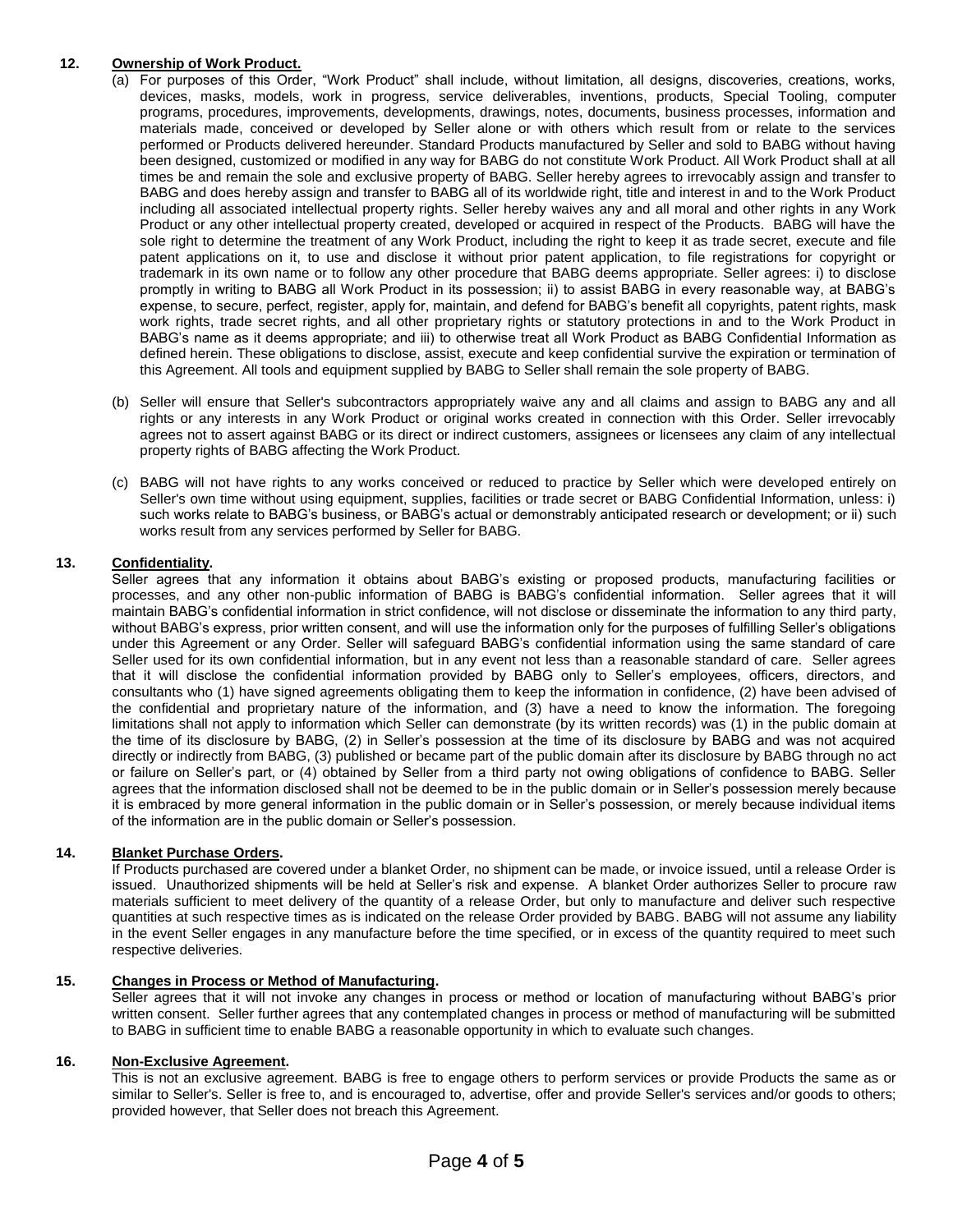**12. Ownership of Work Product.**

(a) For purposes of this Order, "Work Product" shall include, without limitation, all designs, discoveries, creations, works, devices, masks, models, work in progress, service deliverables, inventions, products, Special Tooling, computer programs, procedures, improvements, developments, drawings, notes, documents, business processes, information and materials made, conceived or developed by Seller alone or with others which result from or relate to the services performed or Products delivered hereunder. Standard Products manufactured by Seller and sold to BABG without having been designed, customized or modified in any way for BABG do not constitute Work Product. All Work Product shall at all times be and remain the sole and exclusive property of BABG. Seller hereby agrees to irrevocably assign and transfer to BABG and does hereby assign and transfer to BABG all of its worldwide right, title and interest in and to the Work Product including all associated intellectual property rights. Seller hereby waives any and all moral and other rights in any Work Product or any other intellectual property created, developed or acquired in respect of the Products. BABG will have the sole right to determine the treatment of any Work Product, including the right to keep it as trade secret, execute and file patent applications on it, to use and disclose it without prior patent application, to file registrations for copyright or trademark in its own name or to follow any other procedure that BABG deems appropriate. Seller agrees: i) to disclose promptly in writing to BABG all Work Product in its possession; ii) to assist BABG in every reasonable way, at BABG's expense, to secure, perfect, register, apply for, maintain, and defend for BABG's benefit all copyrights, patent rights, mask work rights, trade secret rights, and all other proprietary rights or statutory protections in and to the Work Product in BABG's name as it deems appropriate; and iii) to otherwise treat all Work Product as BABG Confidential Information as defined herein. These obligations to disclose, assist, execute and keep confidential survive the expiration or termination of this Agreement. All tools and equipment supplied by BABG to Seller shall remain the sole property of BABG.

(b) Seller will ensure that Seller's subcontractors appropriately waive any and all claims and assign to BABG any and all rights or any interests in any Work Product or original works created in connection with this Order. Seller irrevocably agrees not to assert against BABG or its direct or indirect customers, assignees or licensees any claim of any intellectual property rights of BABG affecting the Work Product.

(c) BABG will not have rights to any works conceived or reduced to practice by Seller which were developed entirely on Seller's own time without using equipment, supplies, facilities or trade secret or BABG Confidential Information, unless: i) such works relate to BABG's business, or BABG's actual or demonstrably anticipated research or development; or ii) such works result from any services performed by Seller for BABG.

**13. Confidentiality.**

Seller agrees that any information it obtains about BABG's existing or proposed products, manufacturing facilities or processes, and any other non-public information of BABG is BABG's confidential information. Seller agrees that it will maintain BABG's confidential information in strict confidence, will not disclose or disseminate the information to any third party, without BABG's express, prior written consent, and will use the information only for the purposes of fulfilling Seller's obligations under this Agreement or any Order. Seller will safeguard BABG's confidential information using the same standard of care Seller used for its own confidential information, but in any event not less than a reasonable standard of care. Seller agrees that it will disclose the confidential information provided by BABG only to Seller's employees, officers, directors, and consultants who (1) have signed agreements obligating them to keep the information in confidence, (2) have been advised of the confidential and proprietary nature of the information, and (3) have a need to know the information. The foregoing limitations shall not apply to information which Seller can demonstrate (by its written records) was (1) in the public domain at the time of its disclosure by BABG, (2) in Seller's possession at the time of its disclosure by BABG and was not acquired directly or indirectly from BABG, (3) published or became part of the public domain after its disclosure by BABG through no act or failure on Seller's part, or (4) obtained by Seller from a third party not owing obligations of confidence to BABG. Seller agrees that the information disclosed shall not be deemed to be in the public domain or in Seller's possession merely because it is embraced by more general information in the public domain or in Seller's possession, or merely because individual items of the information are in the public domain or Seller's possession.

**14. Blanket Purchase Orders.**

If Products purchased are covered under a blanket Order, no shipment can be made, or invoice issued, until a release Order is issued. Unauthorized shipments will be held at Seller's risk and expense. A blanket Order authorizes Seller to procure raw materials sufficient to meet delivery of the quantity of a release Order, but only to manufacture and deliver such respective quantities at such respective times as is indicated on the release Order provided by BABG. BABG will not assume any liability in the event Seller engages in any manufacture before the time specified, or in excess of the quantity required to meet such respective deliveries.

**15. Changes in Process or Method of Manufacturing.**

Seller agrees that it will not invoke any changes in process or method or location of manufacturing without BABG's prior written consent. Seller further agrees that any contemplated changes in process or method of manufacturing will be submitted to BABG in sufficient time to enable BABG a reasonable opportunity in which to evaluate such changes.

**16. Non-Exclusive Agreement.**

This is not an exclusive agreement. BABG is free to engage others to perform services or provide Products the same as or similar to Seller's. Seller is free to, and is encouraged to, advertise, offer and provide Seller's services and/or goods to others; provided however, that Seller does not breach this Agreement.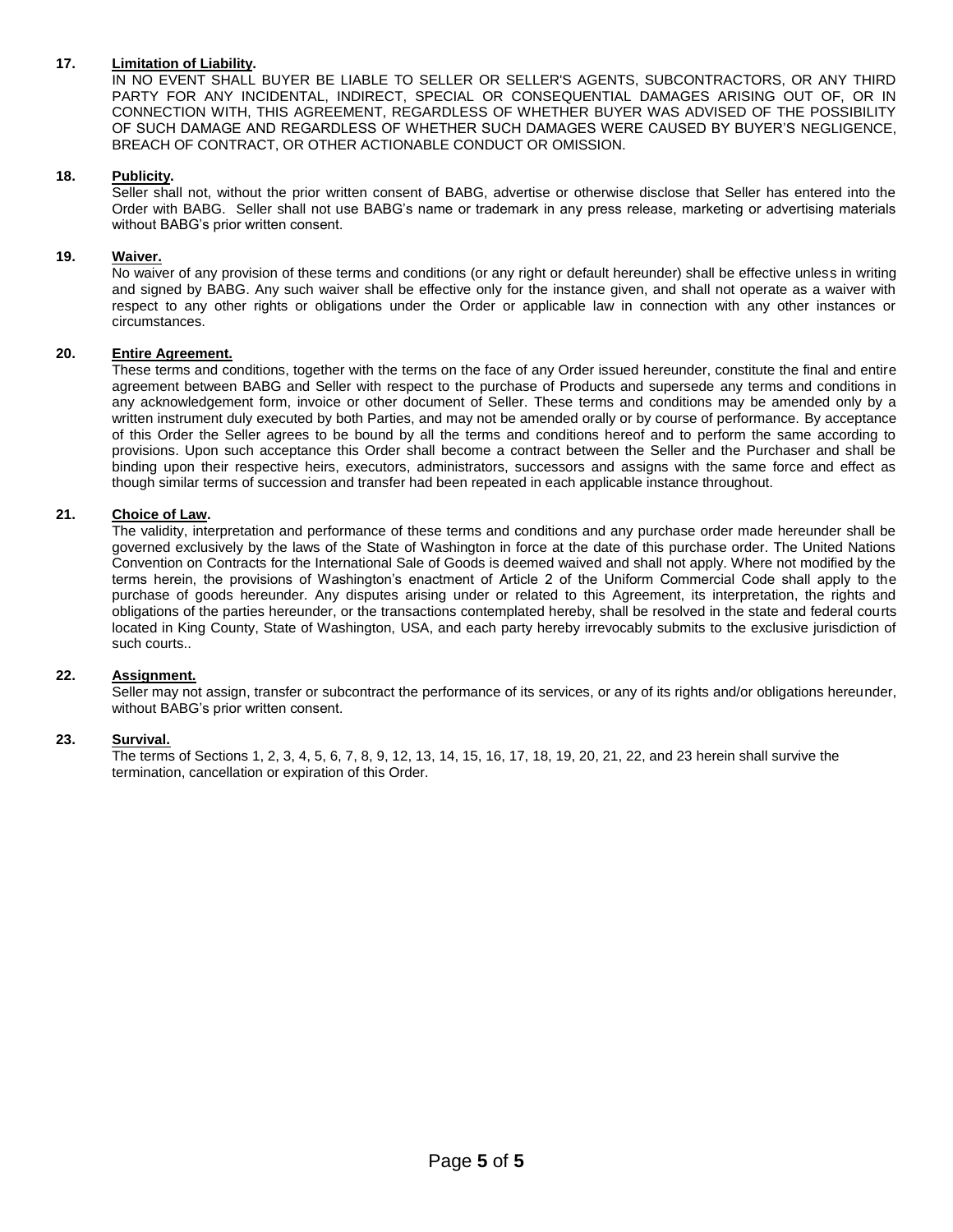**17. Limitation of Liability.**

IN NO EVENT SHALL BUYER BE LIABLE TO SELLER OR SELLER'S AGENTS, SUBCONTRACTORS, OR ANY THIRD PARTY FOR ANY INCIDENTAL, INDIRECT, SPECIAL OR CONSEQUENTIAL DAMAGES ARISING OUT OF, OR IN CONNECTION WITH, THIS AGREEMENT, REGARDLESS OF WHETHER BUYER WAS ADVISED OF THE POSSIBILITY OF SUCH DAMAGE AND REGARDLESS OF WHETHER SUCH DAMAGES WERE CAUSED BY BUYER'S NEGLIGENCE, BREACH OF CONTRACT, OR OTHER ACTIONABLE CONDUCT OR OMISSION.

**18. Publicity.**

Seller shall not, without the prior written consent of BABG, advertise or otherwise disclose that Seller has entered into the Order with BABG. Seller shall not use BABG's name or trademark in any press release, marketing or advertising materials without BABG's prior written consent.

**19. Waiver.**

No waiver of any provision of these terms and conditions (or any right or default hereunder) shall be effective unless in writing and signed by BABG. Any such waiver shall be effective only for the instance given, and shall not operate as a waiver with respect to any other rights or obligations under the Order or applicable law in connection with any other instances or circumstances.

**20. Entire Agreement.**

These terms and conditions, together with the terms on the face of any Order issued hereunder, constitute the final and entire agreement between BABG and Seller with respect to the purchase of Products and supersede any terms and conditions in any acknowledgement form, invoice or other document of Seller. These terms and conditions may be amended only by a written instrument duly executed by both Parties, and may not be amended orally or by course of performance. By acceptance of this Order the Seller agrees to be bound by all the terms and conditions hereof and to perform the same according to provisions. Upon such acceptance this Order shall become a contract between the Seller and the Purchaser and shall be binding upon their respective heirs, executors, administrators, successors and assigns with the same force and effect as though similar terms of succession and transfer had been repeated in each applicable instance throughout.

**21. Choice of Law.**

The validity, interpretation and performance of these terms and conditions and any purchase order made hereunder shall be governed exclusively by the laws of the State of Washington in force at the date of this purchase order. The United Nations Convention on Contracts for the International Sale of Goods is deemed waived and shall not apply. Where not modified by the terms herein, the provisions of Washington's enactment of Article 2 of the Uniform Commercial Code shall apply to the purchase of goods hereunder. Any disputes arising under or related to this Agreement, its interpretation, the rights and obligations of the parties hereunder, or the transactions contemplated hereby, shall be resolved in the state and federal courts located in King County, State of Washington, USA, and each party hereby irrevocably submits to the exclusive jurisdiction of such courts..

**22. Assignment.**

Seller may not assign, transfer or subcontract the performance of its services, or any of its rights and/or obligations hereunder, without BABG's prior written consent.

**23. Survival.**

The terms of Sections 1, 2, 3, 4, 5, 6, 7, 8, 9, 12, 13, 14, 15, 16, 17, 18, 19, 20, 21, 22, and 23 herein shall survive the termination, cancellation or expiration of this Order.